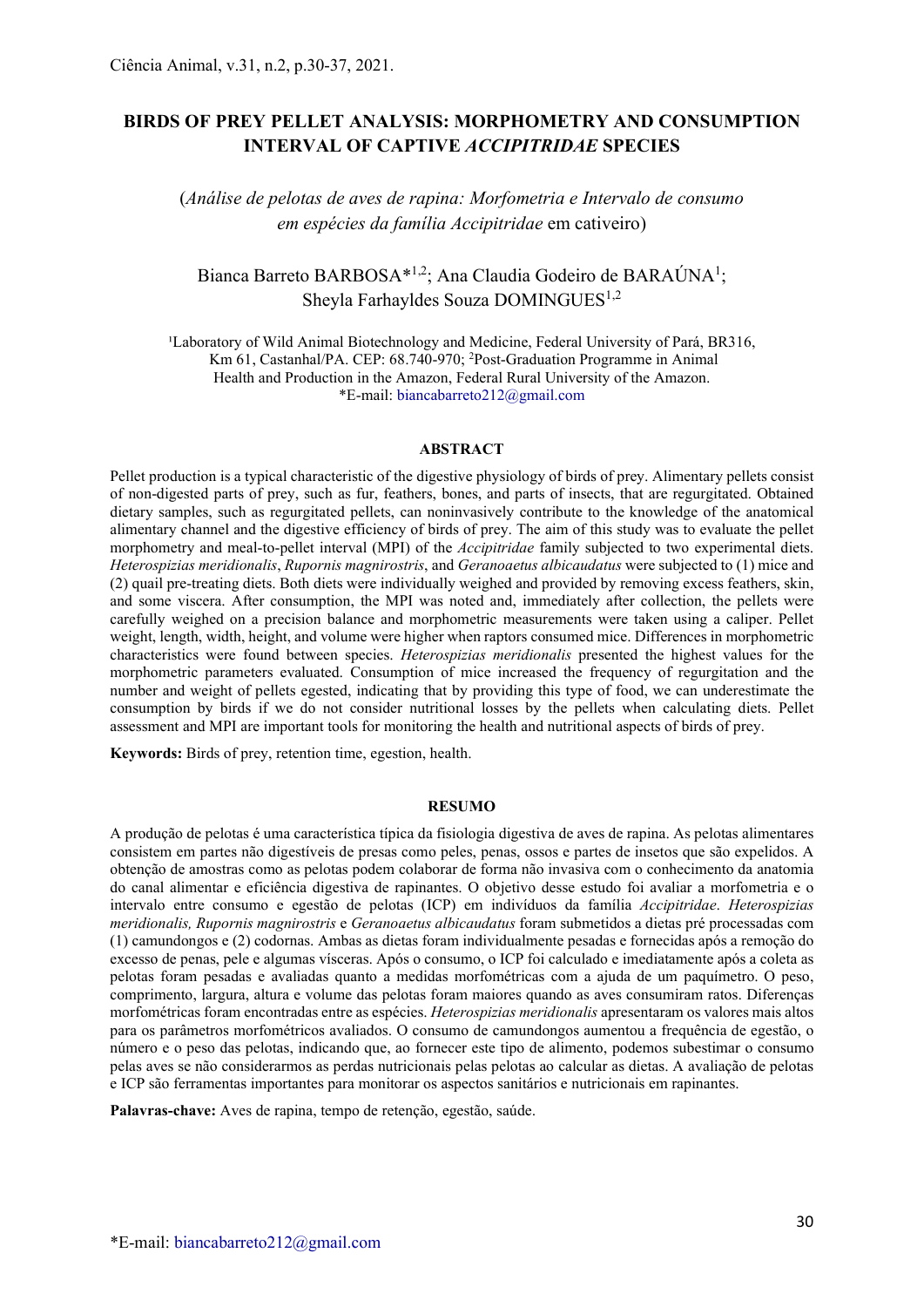# BIRDS OF PREY PELLET ANALYSIS: MORPHOMETRY AND CONSUMPTION INTERVAL OF CAPTIVE *ACCIPITRIDAE* SPECIES

(*Análise de pelotas de aves de rapina: Morfometria e Intervalo de consumo em espécies da família Accipitridae* em cativeiro)

Bianca Barreto BARBOSA*[1,2]; Ana Claudia Godeiro de BARAÚNA[1]; Sheyla Farhayldes Souza DOMINGUES[1,2]

[1]Laboratory of Wild Animal Biotechnology and Medicine, Federal University of Pará, BR316, Km 61, Castanhal/PA. CEP: 68.740-970; [2]Post-Graduation Programme in Animal Health and Production in the Amazon, Federal Rural University of the Amazon.
*E-mail: biancabarreto212@gmail.com

## ABSTRACT

Pellet production is a typical characteristic of the digestive physiology of birds of prey. Alimentary pellets consist of non-digested parts of prey, such as fur, feathers, bones, and parts of insects, that are regurgitated. Obtained dietary samples, such as regurgitated pellets, can noninvasively contribute to the knowledge of the anatomical alimentary channel and the digestive efficiency of birds of prey. The aim of this study was to evaluate the pellet morphometry and meal-to-pellet interval (MPI) of the *Accipitridae* family subjected to two experimental diets. *Heterospizias meridionalis*, *Rupornis magnirostris*, and *Geranoaetus albicaudatus* were subjected to (1) mice and (2) quail pre-treating diets. Both diets were individually weighed and provided by removing excess feathers, skin, and some viscera. After consumption, the MPI was noted and, immediately after collection, the pellets were carefully weighed on a precision balance and morphometric measurements were taken using a caliper. Pellet weight, length, width, height, and volume were higher when raptors consumed mice. Differences in morphometric characteristics were found between species. *Heterospizias meridionalis* presented the highest values for the morphometric parameters evaluated. Consumption of mice increased the frequency of regurgitation and the number and weight of pellets egested, indicating that by providing this type of food, we can underestimate the consumption by birds if we do not consider nutritional losses by the pellets when calculating diets. Pellet assessment and MPI are important tools for monitoring the health and nutritional aspects of birds of prey.

**Keywords:** Birds of prey, retention time, egestion, health.

## RESUMO

A produção de pelotas é uma característica típica da fisiologia digestiva de aves de rapina. As pelotas alimentares consistem em partes não digestíveis de presas como peles, penas, ossos e partes de insetos que são expelidos. A obtenção de amostras como as pelotas podem colaborar de forma não invasiva com o conhecimento da anatomia do canal alimentar e eficiência digestiva de rapinantes. O objetivo desse estudo foi avaliar a morfometria e o intervalo entre consumo e egestão de pelotas (ICP) em indivíduos da família *Accipitridae*. *Heterospizias meridionalis, Rupornis magnirostris* e *Geranoaetus albicaudatus* foram submetidos a dietas pré processadas com (1) camundongos e (2) codornas. Ambas as dietas foram individualmente pesadas e fornecidas após a remoção do excesso de penas, pele e algumas vísceras. Após o consumo, o ICP foi calculado e imediatamente após a coleta as pelotas foram pesadas e avaliadas quanto a medidas morfométricas com a ajuda de um paquímetro. O peso, comprimento, largura, altura e volume das pelotas foram maiores quando as aves consumiram ratos. Diferenças morfométricas foram encontradas entre as espécies. *Heterospizias meridionalis* apresentaram os valores mais altos para os parâmetros morfométricos avaliados. O consumo de camundongos aumentou a frequência de egestão, o número e o peso das pelotas, indicando que, ao fornecer este tipo de alimento, podemos subestimar o consumo pelas aves se não considerarmos as perdas nutricionais pelas pelotas ao calcular as dietas. A avaliação de pelotas e ICP são ferramentas importantes para monitorar os aspectos sanitários e nutricionais em rapinantes.

**Palavras-chave:** Aves de rapina, tempo de retenção, egestão, saúde.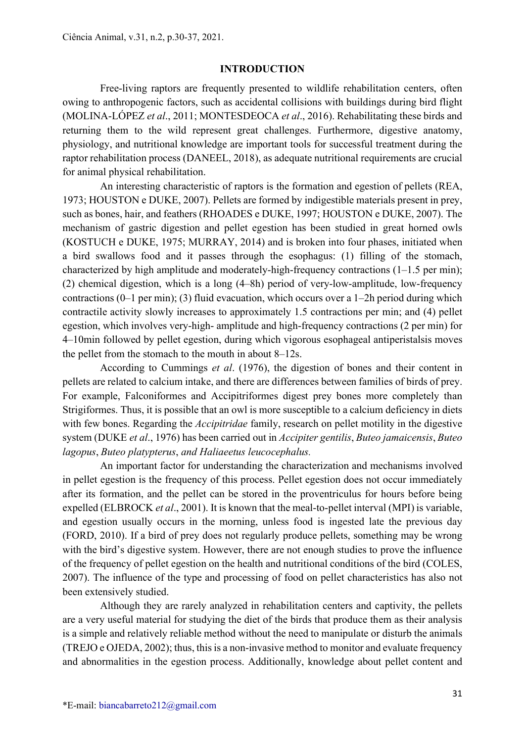## INTRODUCTION

Free-living raptors are frequently presented to wildlife rehabilitation centers, often owing to anthropogenic factors, such as accidental collisions with buildings during bird flight (MOLINA-LÓPEZ *et al*., 2011; MONTESDEOCA *et al*., 2016). Rehabilitating these birds and returning them to the wild represent great challenges. Furthermore, digestive anatomy, physiology, and nutritional knowledge are important tools for successful treatment during the raptor rehabilitation process (DANEEL, 2018), as adequate nutritional requirements are crucial for animal physical rehabilitation.

An interesting characteristic of raptors is the formation and egestion of pellets (REA, 1973; HOUSTON e DUKE, 2007). Pellets are formed by indigestible materials present in prey, such as bones, hair, and feathers (RHOADES e DUKE, 1997; HOUSTON e DUKE, 2007). The mechanism of gastric digestion and pellet egestion has been studied in great horned owls (KOSTUCH e DUKE, 1975; MURRAY, 2014) and is broken into four phases, initiated when a bird swallows food and it passes through the esophagus: (1) filling of the stomach, characterized by high amplitude and moderately-high-frequency contractions (1–1.5 per min); (2) chemical digestion, which is a long (4–8h) period of very-low-amplitude, low-frequency contractions (0–1 per min); (3) fluid evacuation, which occurs over a 1–2h period during which contractile activity slowly increases to approximately 1.5 contractions per min; and (4) pellet egestion, which involves very-high- amplitude and high-frequency contractions (2 per min) for 4–10min followed by pellet egestion, during which vigorous esophageal antiperistalsis moves the pellet from the stomach to the mouth in about 8–12s.

According to Cummings *et al*. (1976), the digestion of bones and their content in pellets are related to calcium intake, and there are differences between families of birds of prey. For example, Falconiformes and Accipitriformes digest prey bones more completely than Strigiformes. Thus, it is possible that an owl is more susceptible to a calcium deficiency in diets with few bones. Regarding the *Accipitridae* family, research on pellet motility in the digestive system (DUKE *et al*., 1976) has been carried out in *Accipiter gentilis*, *Buteo jamaicensis*, *Buteo lagopus*, *Buteo platypterus*, *and Haliaeetus leucocephalus.*

An important factor for understanding the characterization and mechanisms involved in pellet egestion is the frequency of this process. Pellet egestion does not occur immediately after its formation, and the pellet can be stored in the proventriculus for hours before being expelled (ELBROCK *et al*., 2001). It is known that the meal-to-pellet interval (MPI) is variable, and egestion usually occurs in the morning, unless food is ingested late the previous day (FORD, 2010). If a bird of prey does not regularly produce pellets, something may be wrong with the bird's digestive system. However, there are not enough studies to prove the influence of the frequency of pellet egestion on the health and nutritional conditions of the bird (COLES, 2007). The influence of the type and processing of food on pellet characteristics has also not been extensively studied.

Although they are rarely analyzed in rehabilitation centers and captivity, the pellets are a very useful material for studying the diet of the birds that produce them as their analysis is a simple and relatively reliable method without the need to manipulate or disturb the animals (TREJO e OJEDA, 2002); thus, this is a non-invasive method to monitor and evaluate frequency and abnormalities in the egestion process. Additionally, knowledge about pellet content and

*E-mail: biancabarreto212@gmail.com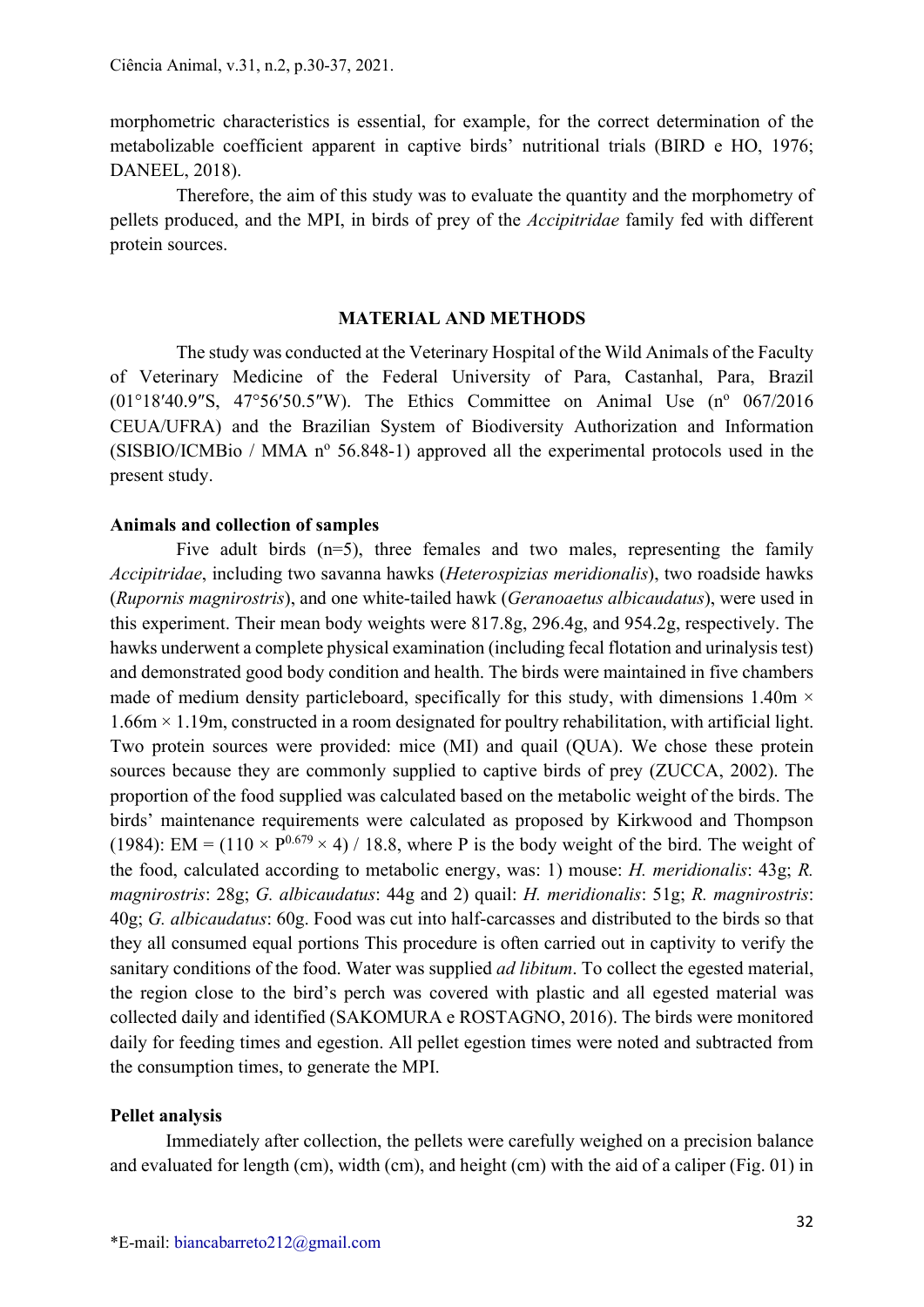morphometric characteristics is essential, for example, for the correct determination of the metabolizable coefficient apparent in captive birds' nutritional trials (BIRD e HO, 1976; DANEEL, 2018).

Therefore, the aim of this study was to evaluate the quantity and the morphometry of pellets produced, and the MPI, in birds of prey of the *Accipitridae* family fed with different protein sources.

## MATERIAL AND METHODS

The study was conducted at the Veterinary Hospital of the Wild Animals of the Faculty of Veterinary Medicine of the Federal University of Para, Castanhal, Para, Brazil (01°18′40.9″S, 47°56′50.5″W). The Ethics Committee on Animal Use (nº 067/2016 CEUA/UFRA) and the Brazilian System of Biodiversity Authorization and Information (SISBIO/ICMBio / MMA nº 56.848-1) approved all the experimental protocols used in the present study.

### Animals and collection of samples

Five adult birds (n=5), three females and two males, representing the family *Accipitridae*, including two savanna hawks (*Heterospizias meridionalis*), two roadside hawks (*Rupornis magnirostris*), and one white-tailed hawk (*Geranoaetus albicaudatus*), were used in this experiment. Their mean body weights were 817.8g, 296.4g, and 954.2g, respectively. The hawks underwent a complete physical examination (including fecal flotation and urinalysis test) and demonstrated good body condition and health. The birds were maintained in five chambers made of medium density particleboard, specifically for this study, with dimensions 1.40m × 1.66m × 1.19m, constructed in a room designated for poultry rehabilitation, with artificial light. Two protein sources were provided: mice (MI) and quail (QUA). We chose these protein sources because they are commonly supplied to captive birds of prey (ZUCCA, 2002). The proportion of the food supplied was calculated based on the metabolic weight of the birds. The birds' maintenance requirements were calculated as proposed by Kirkwood and Thompson (1984): $EM = (110 \times P^{0.679} \times 4) / 18.8$, where P is the body weight of the bird. The weight of the food, calculated according to metabolic energy, was: 1) mouse: *H. meridionalis*: 43g; *R. magnirostris*: 28g; *G. albicaudatus*: 44g and 2) quail: *H. meridionalis*: 51g; *R. magnirostris*: 40g; *G. albicaudatus*: 60g. Food was cut into half-carcasses and distributed to the birds so that they all consumed equal portions This procedure is often carried out in captivity to verify the sanitary conditions of the food. Water was supplied *ad libitum*. To collect the egested material, the region close to the bird's perch was covered with plastic and all egested material was collected daily and identified (SAKOMURA e ROSTAGNO, 2016). The birds were monitored daily for feeding times and egestion. All pellet egestion times were noted and subtracted from the consumption times, to generate the MPI.

### Pellet analysis

Immediately after collection, the pellets were carefully weighed on a precision balance and evaluated for length (cm), width (cm), and height (cm) with the aid of a caliper (Fig. 01) in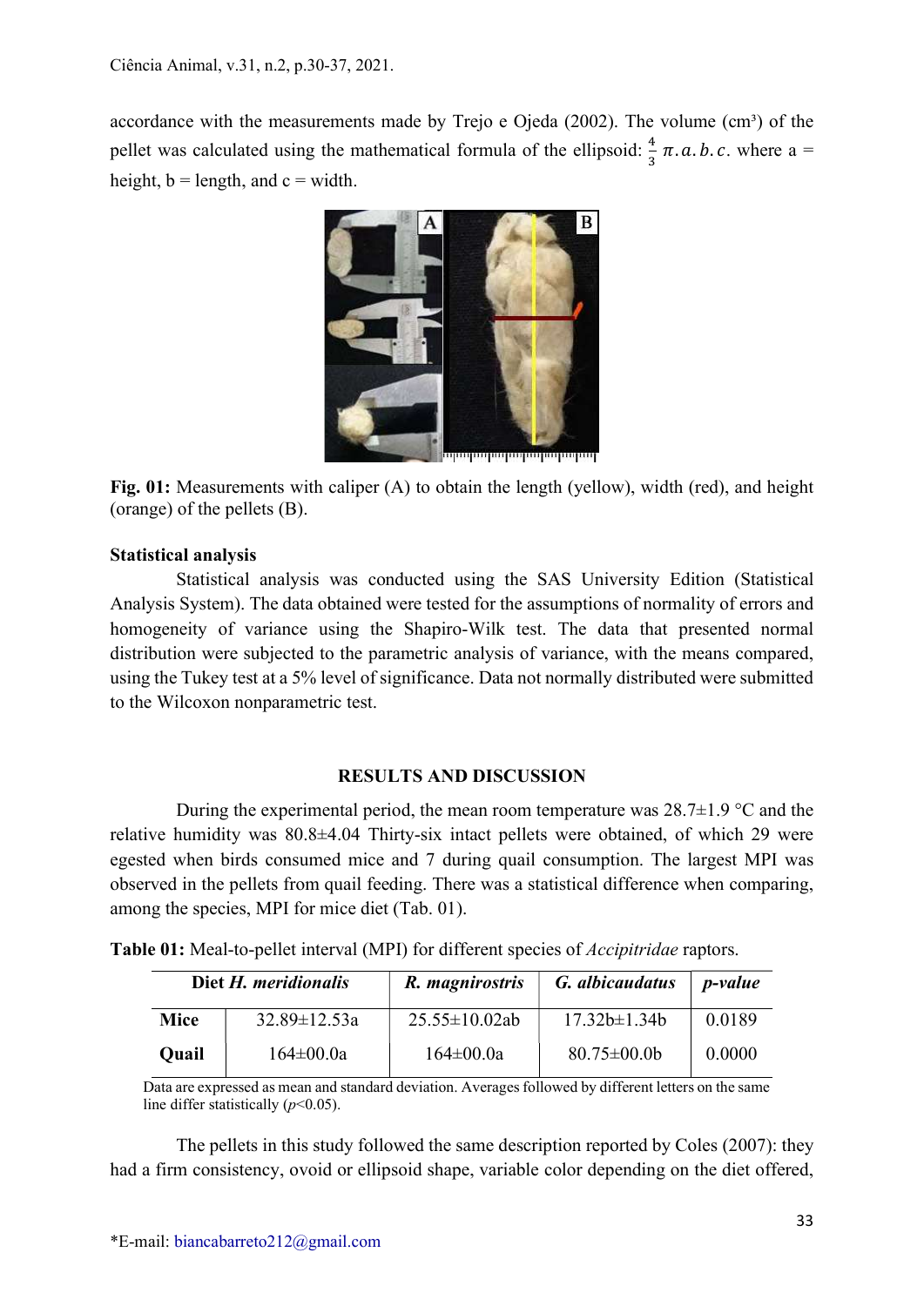accordance with the measurements made by Trejo e Ojeda (2002). The volume (cm³) of the pellet was calculated using the mathematical formula of the ellipsoid: $\frac{4}{3}\,\pi.a.b.c.$ where a = height, b = length, and c = width.

Fig. 01: Measurements with caliper (A) to obtain the length (yellow), width (red), and height (orange) of the pellets (B).

**Statistical analysis**

Statistical analysis was conducted using the SAS University Edition (Statistical Analysis System). The data obtained were tested for the assumptions of normality of errors and homogeneity of variance using the Shapiro-Wilk test. The data that presented normal distribution were subjected to the parametric analysis of variance, with the means compared, using the Tukey test at a 5% level of significance. Data not normally distributed were submitted to the Wilcoxon nonparametric test.

## RESULTS AND DISCUSSION

During the experimental period, the mean room temperature was 28.7±1.9 °C and the relative humidity was 80.8±4.04 Thirty-six intact pellets were obtained, of which 29 were egested when birds consumed mice and 7 during quail consumption. The largest MPI was observed in the pellets from quail feeding. There was a statistical difference when comparing, among the species, MPI for mice diet (Tab. 01).

**Table 01:** Meal-to-pellet interval (MPI) for different species of *Accipitridae* raptors.

| Diet | *H. meridionalis* | *R. magnirostris* | *G. albicaudatus* | *p-value* |
|---|---|---|---|---|
| **Mice** | 32.89±12.53a | 25.55±10.02ab | 17.32b±1.34b | 0.0189 |
| **Quail** | 164±00.0a | 164±00.0a | 80.75±00.0b | 0.0000 |

Data are expressed as mean and standard deviation. Averages followed by different letters on the same line differ statistically ($p$<0.05).

The pellets in this study followed the same description reported by Coles (2007): they had a firm consistency, ovoid or ellipsoid shape, variable color depending on the diet offered,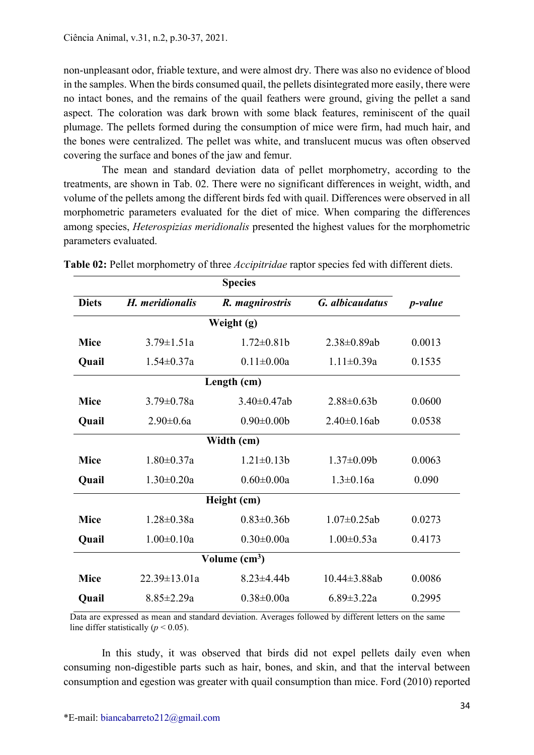non-unpleasant odor, friable texture, and were almost dry. There was also no evidence of blood in the samples. When the birds consumed quail, the pellets disintegrated more easily, there were no intact bones, and the remains of the quail feathers were ground, giving the pellet a sand aspect. The coloration was dark brown with some black features, reminiscent of the quail plumage. The pellets formed during the consumption of mice were firm, had much hair, and the bones were centralized. The pellet was white, and translucent mucus was often observed covering the surface and bones of the jaw and femur.

The mean and standard deviation data of pellet morphometry, according to the treatments, are shown in Tab. 02. There were no significant differences in weight, width, and volume of the pellets among the different birds fed with quail. Differences were observed in all morphometric parameters evaluated for the diet of mice. When comparing the differences among species, *Heterospizias meridionalis* presented the highest values for the morphometric parameters evaluated.

**Table 02:** Pellet morphometry of three *Accipitridae* raptor species fed with different diets.

| | Species | | | |
|---|---|---|---|---|
| **Diets** | ***H. meridionalis*** | ***R. magnirostris*** | ***G. albicaudatus*** | ***p-value*** |
| | **Weight (g)** | | | |
| **Mice** | 3.79±1.51a | 1.72±0.81b | 2.38±0.89ab | 0.0013 |
| **Quail** | 1.54±0.37a | 0.11±0.00a | 1.11±0.39a | 0.1535 |
| | **Length (cm)** | | | |
| **Mice** | 3.79±0.78a | 3.40±0.47ab | 2.88±0.63b | 0.0600 |
| **Quail** | 2.90±0.6a | 0.90±0.00b | 2.40±0.16ab | 0.0538 |
| | **Width (cm)** | | | |
| **Mice** | 1.80±0.37a | 1.21±0.13b | 1.37±0.09b | 0.0063 |
| **Quail** | 1.30±0.20a | 0.60±0.00a | 1.3±0.16a | 0.090 |
| | **Height (cm)** | | | |
| **Mice** | 1.28±0.38a | 0.83±0.36b | 1.07±0.25ab | 0.0273 |
| **Quail** | 1.00±0.10a | 0.30±0.00a | 1.00±0.53a | 0.4173 |
| | **Volume (cm$^3$)** | | | |
| **Mice** | 22.39±13.01a | 8.23±4.44b | 10.44±3.88ab | 0.0086 |
| **Quail** | 8.85±2.29a | 0.38±0.00a | 6.89±3.22a | 0.2995 |

Data are expressed as mean and standard deviation. Averages followed by different letters on the same line differ statistically ($p < 0.05$).

In this study, it was observed that birds did not expel pellets daily even when consuming non-digestible parts such as hair, bones, and skin, and that the interval between consumption and egestion was greater with quail consumption than mice. Ford (2010) reported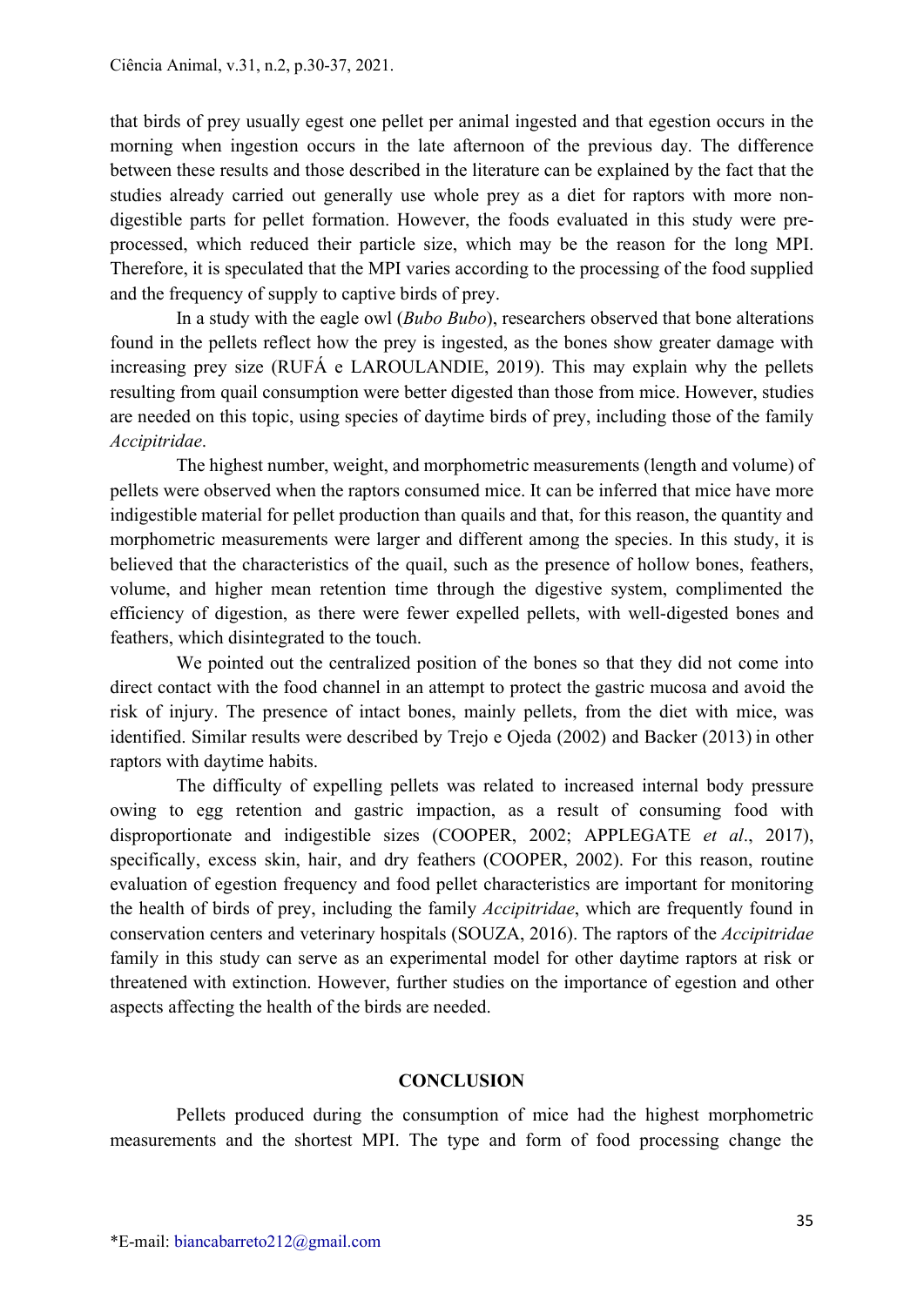that birds of prey usually egest one pellet per animal ingested and that egestion occurs in the morning when ingestion occurs in the late afternoon of the previous day. The difference between these results and those described in the literature can be explained by the fact that the studies already carried out generally use whole prey as a diet for raptors with more non-digestible parts for pellet formation. However, the foods evaluated in this study were pre-processed, which reduced their particle size, which may be the reason for the long MPI. Therefore, it is speculated that the MPI varies according to the processing of the food supplied and the frequency of supply to captive birds of prey.

In a study with the eagle owl (*Bubo Bubo*), researchers observed that bone alterations found in the pellets reflect how the prey is ingested, as the bones show greater damage with increasing prey size (RUFÁ e LAROULANDIE, 2019). This may explain why the pellets resulting from quail consumption were better digested than those from mice. However, studies are needed on this topic, using species of daytime birds of prey, including those of the family *Accipitridae*.

The highest number, weight, and morphometric measurements (length and volume) of pellets were observed when the raptors consumed mice. It can be inferred that mice have more indigestible material for pellet production than quails and that, for this reason, the quantity and morphometric measurements were larger and different among the species. In this study, it is believed that the characteristics of the quail, such as the presence of hollow bones, feathers, volume, and higher mean retention time through the digestive system, complimented the efficiency of digestion, as there were fewer expelled pellets, with well-digested bones and feathers, which disintegrated to the touch.

We pointed out the centralized position of the bones so that they did not come into direct contact with the food channel in an attempt to protect the gastric mucosa and avoid the risk of injury. The presence of intact bones, mainly pellets, from the diet with mice, was identified. Similar results were described by Trejo e Ojeda (2002) and Backer (2013) in other raptors with daytime habits.

The difficulty of expelling pellets was related to increased internal body pressure owing to egg retention and gastric impaction, as a result of consuming food with disproportionate and indigestible sizes (COOPER, 2002; APPLEGATE *et al*., 2017), specifically, excess skin, hair, and dry feathers (COOPER, 2002). For this reason, routine evaluation of egestion frequency and food pellet characteristics are important for monitoring the health of birds of prey, including the family *Accipitridae*, which are frequently found in conservation centers and veterinary hospitals (SOUZA, 2016). The raptors of the *Accipitridae* family in this study can serve as an experimental model for other daytime raptors at risk or threatened with extinction. However, further studies on the importance of egestion and other aspects affecting the health of the birds are needed.

## CONCLUSION

Pellets produced during the consumption of mice had the highest morphometric measurements and the shortest MPI. The type and form of food processing change the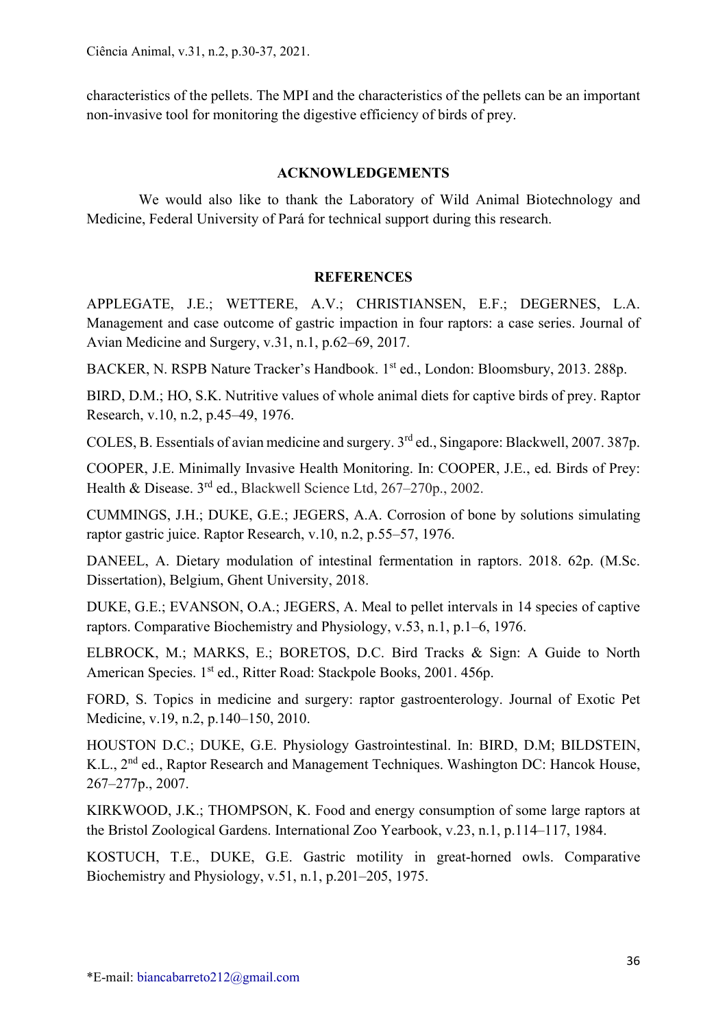characteristics of the pellets. The MPI and the characteristics of the pellets can be an important non-invasive tool for monitoring the digestive efficiency of birds of prey.

## ACKNOWLEDGEMENTS

We would also like to thank the Laboratory of Wild Animal Biotechnology and Medicine, Federal University of Pará for technical support during this research.

## REFERENCES

APPLEGATE, J.E.; WETTERE, A.V.; CHRISTIANSEN, E.F.; DEGERNES, L.A. Management and case outcome of gastric impaction in four raptors: a case series. Journal of Avian Medicine and Surgery, v.31, n.1, p.62–69, 2017.

BACKER, N. RSPB Nature Tracker's Handbook. 1st ed., London: Bloomsbury, 2013. 288p.

BIRD, D.M.; HO, S.K. Nutritive values of whole animal diets for captive birds of prey. Raptor Research, v.10, n.2, p.45–49, 1976.

COLES, B. Essentials of avian medicine and surgery. 3rd ed., Singapore: Blackwell, 2007. 387p.

COOPER, J.E. Minimally Invasive Health Monitoring. In: COOPER, J.E., ed. Birds of Prey: Health & Disease. 3rd ed., Blackwell Science Ltd, 267–270p., 2002.

CUMMINGS, J.H.; DUKE, G.E.; JEGERS, A.A. Corrosion of bone by solutions simulating raptor gastric juice. Raptor Research, v.10, n.2, p.55–57, 1976.

DANEEL, A. Dietary modulation of intestinal fermentation in raptors. 2018. 62p. (M.Sc. Dissertation), Belgium, Ghent University, 2018.

DUKE, G.E.; EVANSON, O.A.; JEGERS, A. Meal to pellet intervals in 14 species of captive raptors. Comparative Biochemistry and Physiology, v.53, n.1, p.1–6, 1976.

ELBROCK, M.; MARKS, E.; BORETOS, D.C. Bird Tracks & Sign: A Guide to North American Species. 1st ed., Ritter Road: Stackpole Books, 2001. 456p.

FORD, S. Topics in medicine and surgery: raptor gastroenterology. Journal of Exotic Pet Medicine, v.19, n.2, p.140–150, 2010.

HOUSTON D.C.; DUKE, G.E. Physiology Gastrointestinal. In: BIRD, D.M; BILDSTEIN, K.L., 2nd ed., Raptor Research and Management Techniques. Washington DC: Hancok House, 267–277p., 2007.

KIRKWOOD, J.K.; THOMPSON, K. Food and energy consumption of some large raptors at the Bristol Zoological Gardens. International Zoo Yearbook, v.23, n.1, p.114–117, 1984.

KOSTUCH, T.E., DUKE, G.E. Gastric motility in great-horned owls. Comparative Biochemistry and Physiology, v.51, n.1, p.201–205, 1975.

*E-mail: biancabarreto212@gmail.com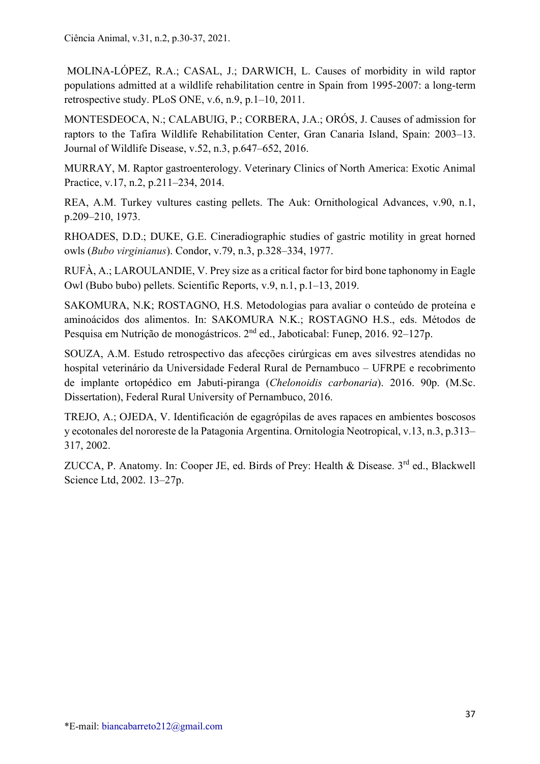MOLINA-LÓPEZ, R.A.; CASAL, J.; DARWICH, L. Causes of morbidity in wild raptor populations admitted at a wildlife rehabilitation centre in Spain from 1995-2007: a long-term retrospective study. PLoS ONE, v.6, n.9, p.1–10, 2011.

MONTESDEOCA, N.; CALABUIG, P.; CORBERA, J.A.; ORÓS, J. Causes of admission for raptors to the Tafira Wildlife Rehabilitation Center, Gran Canaria Island, Spain: 2003–13. Journal of Wildlife Disease, v.52, n.3, p.647–652, 2016.

MURRAY, M. Raptor gastroenterology. Veterinary Clinics of North America: Exotic Animal Practice, v.17, n.2, p.211–234, 2014.

REA, A.M. Turkey vultures casting pellets. The Auk: Ornithological Advances, v.90, n.1, p.209–210, 1973.

RHOADES, D.D.; DUKE, G.E. Cineradiographic studies of gastric motility in great horned owls (*Bubo virginianus*). Condor, v.79, n.3, p.328–334, 1977.

RUFÀ, A.; LAROULANDIE, V. Prey size as a critical factor for bird bone taphonomy in Eagle Owl (Bubo bubo) pellets. Scientific Reports, v.9, n.1, p.1–13, 2019.

SAKOMURA, N.K; ROSTAGNO, H.S. Metodologias para avaliar o conteúdo de proteína e aminoácidos dos alimentos. In: SAKOMURA N.K.; ROSTAGNO H.S., eds. Métodos de Pesquisa em Nutrição de monogástricos. 2nd ed., Jaboticabal: Funep, 2016. 92–127p.

SOUZA, A.M. Estudo retrospectivo das afecções cirúrgicas em aves silvestres atendidas no hospital veterinário da Universidade Federal Rural de Pernambuco – UFRPE e recobrimento de implante ortopédico em Jabuti-piranga (*Chelonoidis carbonaria*). 2016. 90p. (M.Sc. Dissertation), Federal Rural University of Pernambuco, 2016.

TREJO, A.; OJEDA, V. Identificación de egagrópilas de aves rapaces en ambientes boscosos y ecotonales del nororeste de la Patagonia Argentina. Ornitologia Neotropical, v.13, n.3, p.313–317, 2002.

ZUCCA, P. Anatomy. In: Cooper JE, ed. Birds of Prey: Health & Disease. 3rd ed., Blackwell Science Ltd, 2002. 13–27p.

*E-mail: biancabarreto212@gmail.com